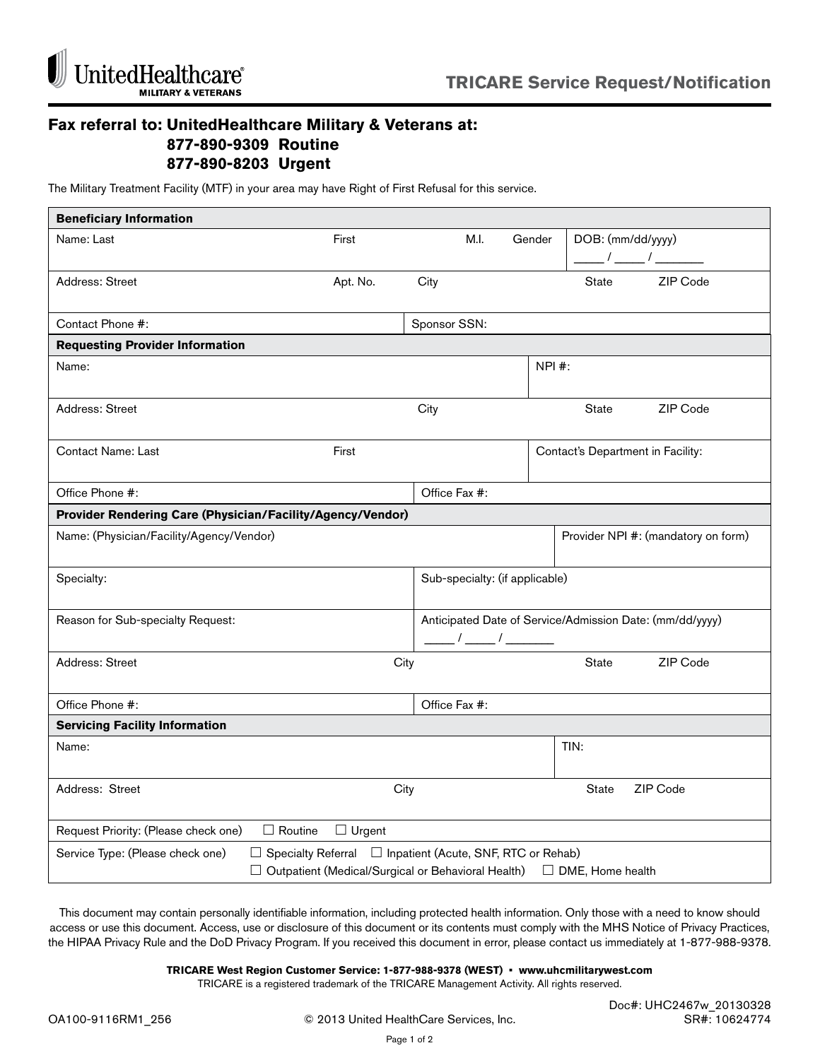UnitedHealthcare® MILITARY & VETERANS

# TRICARE Service Request/Notification

## Fax referral to: UnitedHealthcare Military & Veterans at:

**877-890-9309 Routine**
**877-890-8203 Urgent**

The Military Treatment Facility (MTF) in your area may have Right of First Refusal for this service.

| **Beneficiary Information** | | | | |
|---|---|---|---|---|
| Name: Last | First | M.I. | Gender | DOB: (mm/dd/yyyy) ____ / ____ / _______ |
| Address: Street | Apt. No. | City | State | ZIP Code |
| Contact Phone #: | Sponsor SSN: | | | |
| **Requesting Provider Information** | | | | |
| Name: | NPI #: | | | |
| Address: Street | City | State | ZIP Code | |
| Contact Name: Last | First | Contact's Department in Facility: | | |
| Office Phone #: | Office Fax #: | | | |
| **Provider Rendering Care (Physician/Facility/Agency/Vendor)** | | | | |
| Name: (Physician/Facility/Agency/Vendor) | Provider NPI #: (mandatory on form) | | | |
| Specialty: | Sub-specialty: (if applicable) | | | |
| Reason for Sub-specialty Request: | Anticipated Date of Service/Admission Date: (mm/dd/yyyy) ____ / ____ / _______ | | | |
| Address: Street | City | State | ZIP Code | |
| Office Phone #: | Office Fax #: | | | |
| **Servicing Facility Information** | | | | |
| Name: | TIN: | | | |
| Address: Street | City | State | ZIP Code | |
| Request Priority: (Please check one) | ☐ Routine ☐ Urgent | | | |
| Service Type: (Please check one) | ☐ Specialty Referral ☐ Inpatient (Acute, SNF, RTC or Rehab) ☐ Outpatient (Medical/Surgical or Behavioral Health) ☐ DME, Home health | | | |

This document may contain personally identifiable information, including protected health information. Only those with a need to know should access or use this document. Access, use or disclosure of this document or its contents must comply with the MHS Notice of Privacy Practices, the HIPAA Privacy Rule and the DoD Privacy Program. If you received this document in error, please contact us immediately at 1-877-988-9378.

**TRICARE West Region Customer Service: 1-877-988-9378 (WEST) • www.uhcmilitarywest.com**
TRICARE is a registered trademark of the TRICARE Management Activity. All rights reserved.

OA100-9116RM1_256 © 2013 United HealthCare Services, Inc. Doc#: UHC2467w_20130328 SR#: 10624774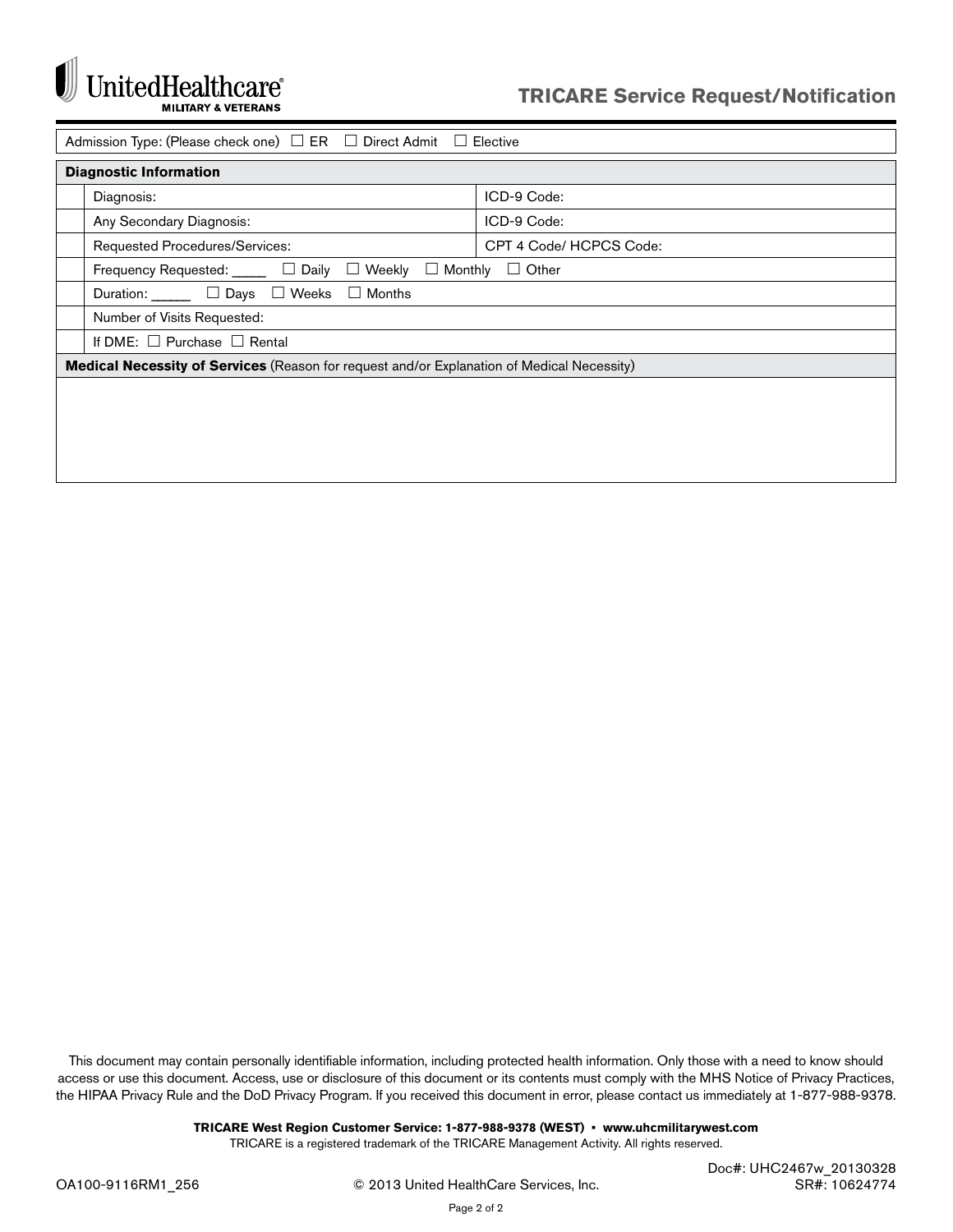UnitedHealthcare® MILITARY & VETERANS

# TRICARE Service Request/Notification

Admission Type: (Please check one) ☐ ER ☐ Direct Admit ☐ Elective

| | |
|---|---|
| **Diagnostic Information** | |
| Diagnosis: | ICD-9 Code: |
| Any Secondary Diagnosis: | ICD-9 Code: |
| Requested Procedures/Services: | CPT 4 Code/ HCPCS Code: |
| Frequency Requested: _____ ☐ Daily ☐ Weekly ☐ Monthly ☐ Other | |
| Duration: _____ ☐ Days ☐ Weeks ☐ Months | |
| Number of Visits Requested: | |
| If DME: ☐ Purchase ☐ Rental | |

**Medical Necessity of Services** (Reason for request and/or Explanation of Medical Necessity)

This document may contain personally identifiable information, including protected health information. Only those with a need to know should access or use this document. Access, use or disclosure of this document or its contents must comply with the MHS Notice of Privacy Practices, the HIPAA Privacy Rule and the DoD Privacy Program. If you received this document in error, please contact us immediately at 1-877-988-9378.

**TRICARE West Region Customer Service: 1-877-988-9378 (WEST) ▪ www.uhcmilitarywest.com**

TRICARE is a registered trademark of the TRICARE Management Activity. All rights reserved.

OA100-9116RM1_256

© 2013 United HealthCare Services, Inc.

Doc#: UHC2467w_20130328
SR#: 10624774